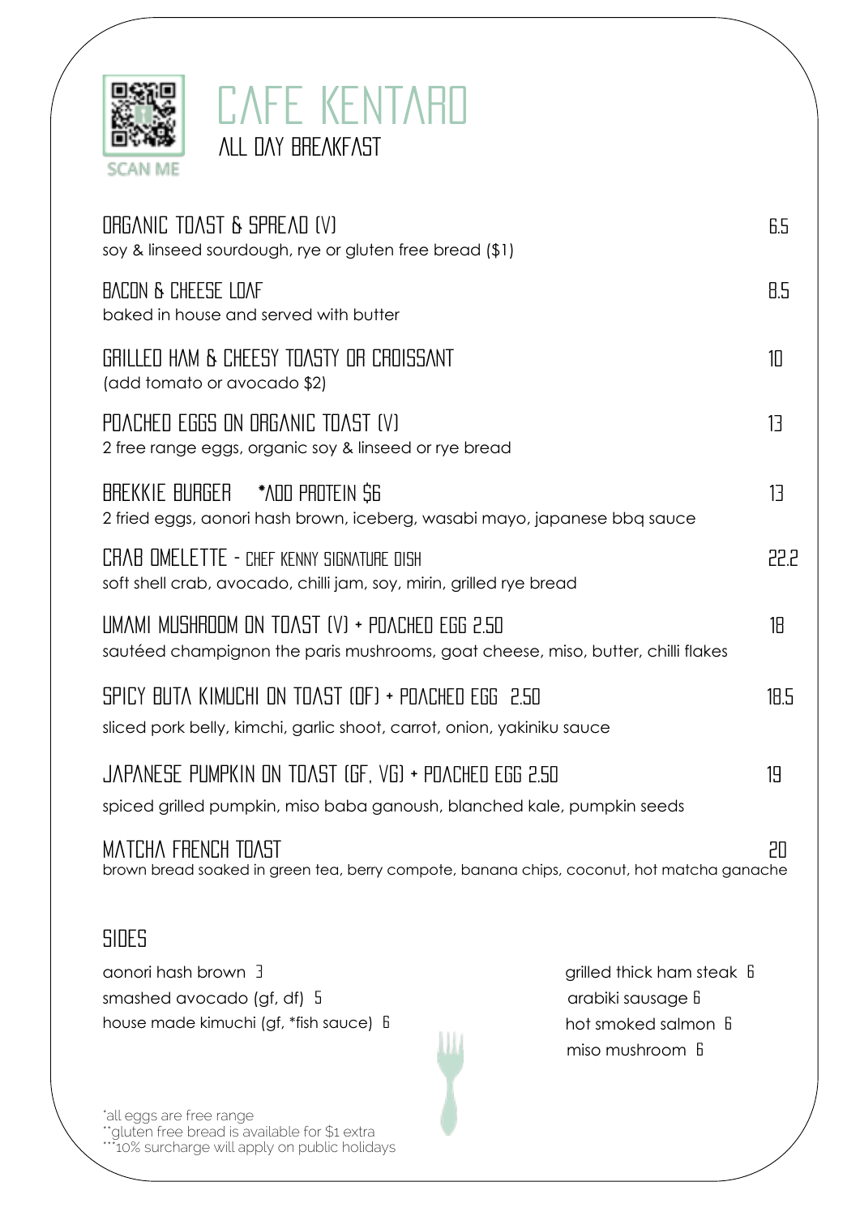# CAFE KENTARO

## ALL DAY BREAKFAST

SCAN ME

**ORGANIC TOAST & SPREAD (V)** — 6.5
soy & linseed sourdough, rye or gluten free bread ($1)

**BACON & CHEESE LOAF** — 8.5
baked in house and served with butter

**GRILLED HAM & CHEESY TOASTY OR CROISSANT** — 10
(add tomato or avocado $2)

**POACHED EGGS ON ORGANIC TOAST (V)** — 13
2 free range eggs, organic soy & linseed or rye bread

**BREKKIE BURGER** *ADD PROTEIN $6 — 13
2 fried eggs, aonori hash brown, iceberg, wasabi mayo, japanese bbq sauce

**CRAB OMELETTE - CHEF KENNY SIGNATURE DISH** — 22.2
soft shell crab, avocado, chilli jam, soy, mirin, grilled rye bread

**UMAMI MUSHROOM ON TOAST (V) + POACHED EGG 2.50** — 18
sautéed champignon the paris mushrooms, goat cheese, miso, butter, chilli flakes

**SPICY BUTA KIMUCHI ON TOAST (DF) + POACHED EGG 2.50** — 18.5
sliced pork belly, kimchi, garlic shoot, carrot, onion, yakiniku sauce

**JAPANESE PUMPKIN ON TOAST (GF, VG) + POACHED EGG 2.50** — 19
spiced grilled pumpkin, miso baba ganoush, blanched kale, pumpkin seeds

**MATCHA FRENCH TOAST** — 20
brown bread soaked in green tea, berry compote, banana chips, coconut, hot matcha ganache

## SIDES

- aonori hash brown 3
- smashed avocado (gf, df) 5
- house made kimuchi (gf, *fish sauce) 6
- grilled thick ham steak 6
- arabiki sausage 6
- hot smoked salmon 6
- miso mushroom 6

*all eggs are free range
**gluten free bread is available for $1 extra
***10% surcharge will apply on public holidays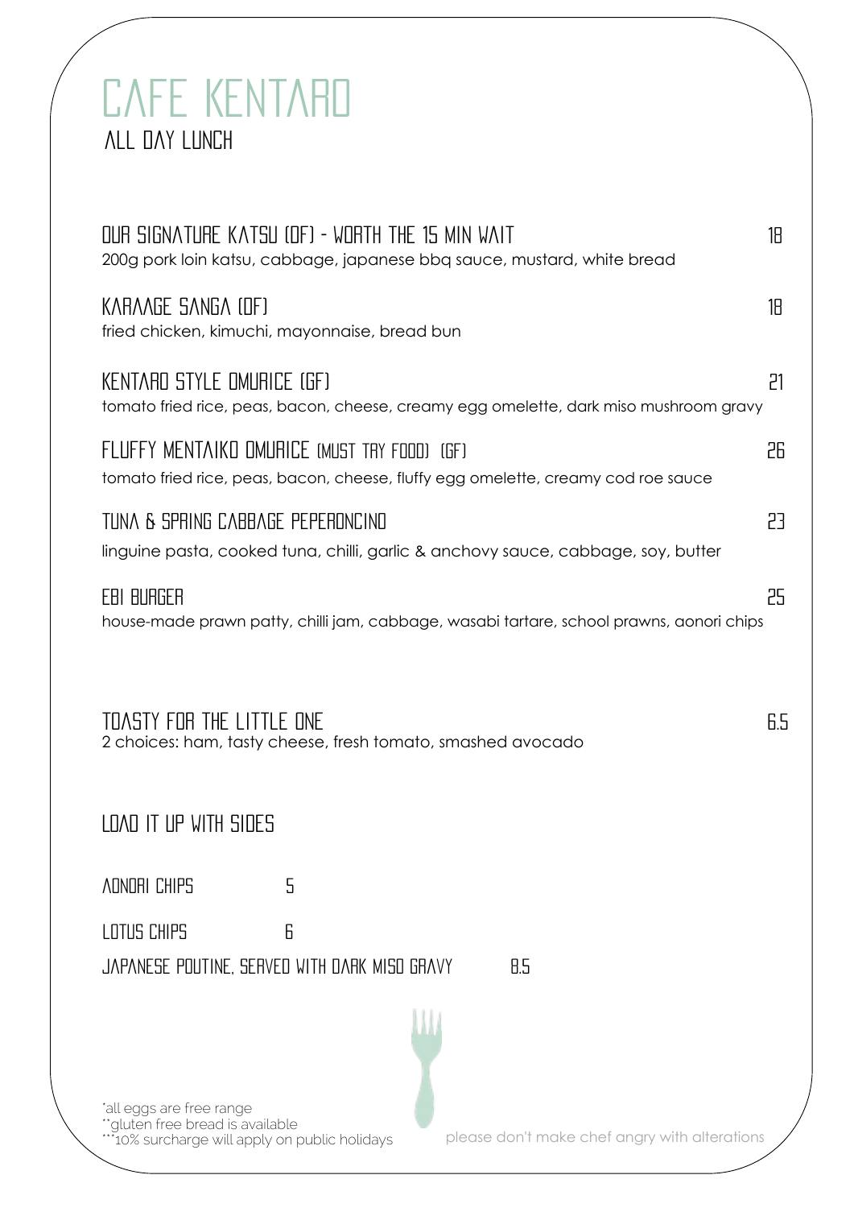# CAFE KENTARO

## ALL DAY LUNCH

**OUR SIGNATURE KATSU (DF) - WORTH THE 15 MIN WAIT** 18
200g pork loin katsu, cabbage, japanese bbq sauce, mustard, white bread

**KARAAGE SANGA (DF)** 18
fried chicken, kimuchi, mayonnaise, bread bun

**KENTARO STYLE OMURICE (GF)** 21
tomato fried rice, peas, bacon, cheese, creamy egg omelette, dark miso mushroom gravy

**FLUFFY MENTAIKO OMURICE (MUST TRY FOOD) (GF)** 26
tomato fried rice, peas, bacon, cheese, fluffy egg omelette, creamy cod roe sauce

**TUNA & SPRING CABBAGE PEPERONCINO** 23
linguine pasta, cooked tuna, chilli, garlic & anchovy sauce, cabbage, soy, butter

**EBI BURGER** 25
house-made prawn patty, chilli jam, cabbage, wasabi tartare, school prawns, aonori chips

**TOASTY FOR THE LITTLE ONE** 6.5
2 choices: ham, tasty cheese, fresh tomato, smashed avocado

## LOAD IT UP WITH SIDES

AONORI CHIPS 5

LOTUS CHIPS 6

JAPANESE POUTINE, SERVED WITH DARK MISO GRAVY 8.5

*all eggs are free range
**gluten free bread is available
***10% surcharge will apply on public holidays

please don't make chef angry with alterations